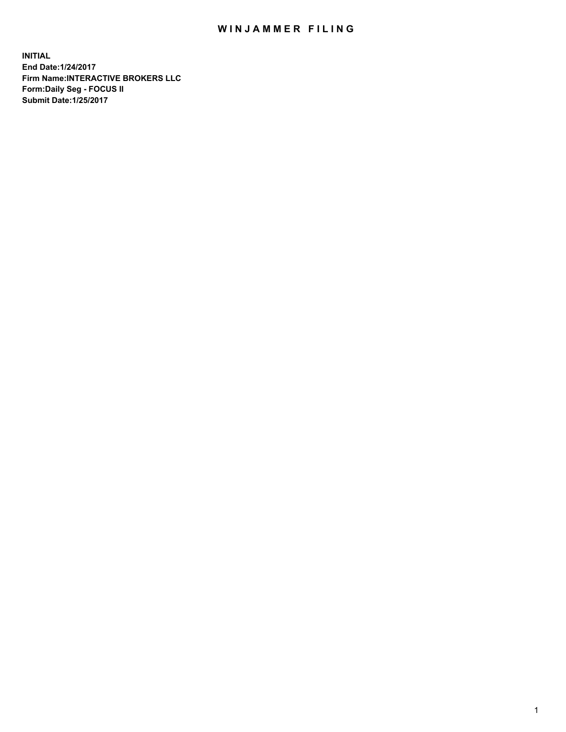# WINJAMMER FILING

**INITIAL**
**End Date:1/24/2017**
**Firm Name:INTERACTIVE BROKERS LLC**
**Form:Daily Seg - FOCUS II**
**Submit Date:1/25/2017**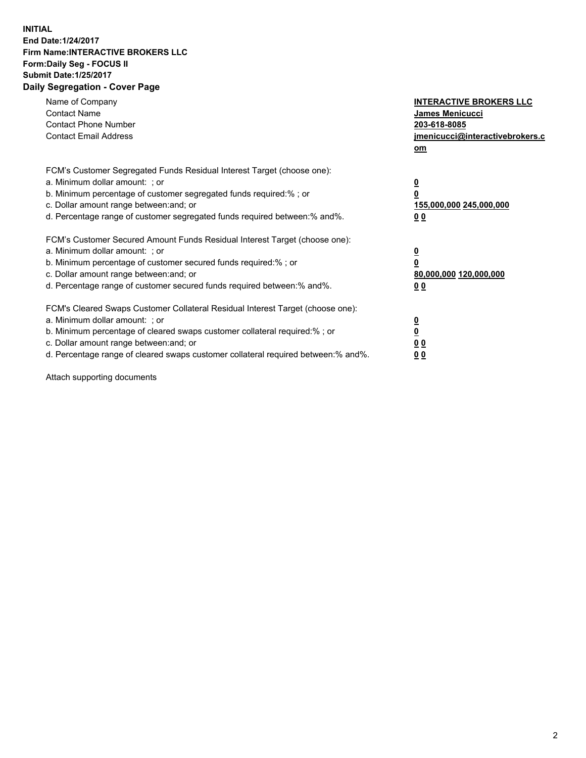**INITIAL**
**End Date:1/24/2017**
**Firm Name:INTERACTIVE BROKERS LLC**
**Form:Daily Seg - FOCUS II**
**Submit Date:1/25/2017**
**Daily Segregation - Cover Page**

| | |
|---|---|
| Name of Company | **INTERACTIVE BROKERS LLC** |
| Contact Name | **James Menicucci** |
| Contact Phone Number | **203-618-8085** |
| Contact Email Address | **jmenicucci@interactivebrokers.com** |

FCM's Customer Segregated Funds Residual Interest Target (choose one):

| | |
|---|---|
| a. Minimum dollar amount: ; or | **0** |
| b. Minimum percentage of customer segregated funds required:% ; or | **0** |
| c. Dollar amount range between:and; or | **155,000,000 245,000,000** |
| d. Percentage range of customer segregated funds required between:% and%. | **0 0** |

FCM's Customer Secured Amount Funds Residual Interest Target (choose one):

| | |
|---|---|
| a. Minimum dollar amount: ; or | **0** |
| b. Minimum percentage of customer secured funds required:% ; or | **0** |
| c. Dollar amount range between:and; or | **80,000,000 120,000,000** |
| d. Percentage range of customer secured funds required between:% and%. | **0 0** |

FCM's Cleared Swaps Customer Collateral Residual Interest Target (choose one):

| | |
|---|---|
| a. Minimum dollar amount: ; or | **0** |
| b. Minimum percentage of cleared swaps customer collateral required:% ; or | **0** |
| c. Dollar amount range between:and; or | **0 0** |
| d. Percentage range of cleared swaps customer collateral required between:% and%. | **0 0** |

Attach supporting documents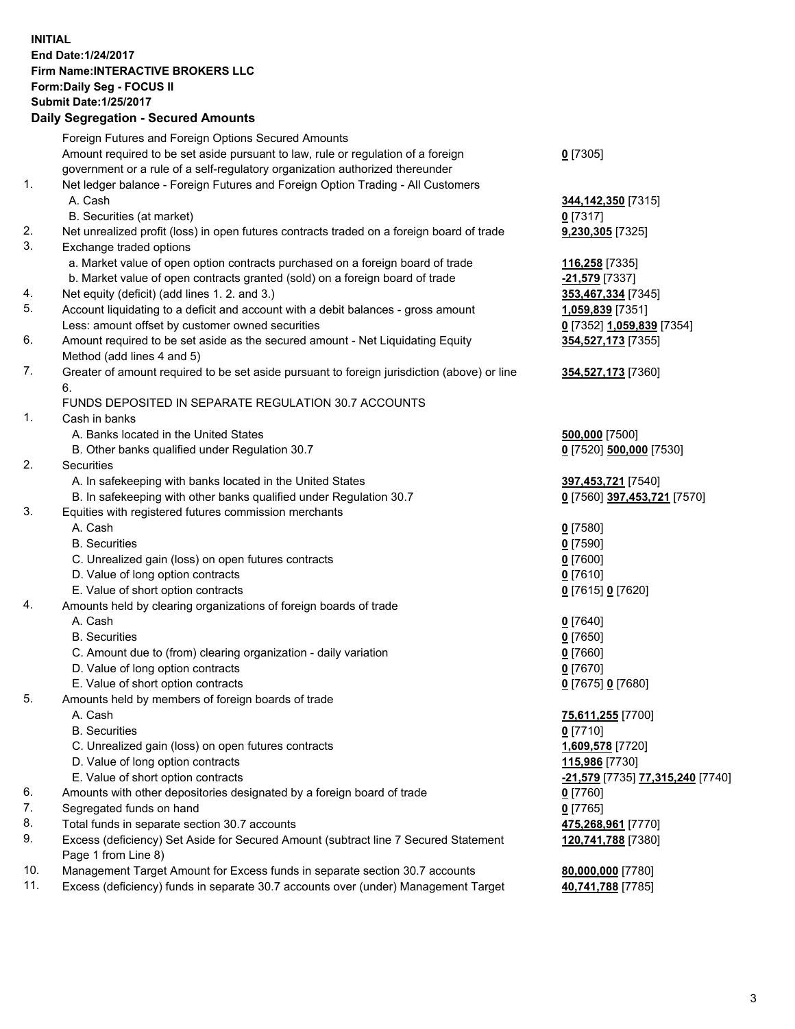**INITIAL**
**End Date:1/24/2017**
**Firm Name:INTERACTIVE BROKERS LLC**
**Form:Daily Seg - FOCUS II**
**Submit Date:1/25/2017**

**Daily Segregation - Secured Amounts**

| | | |
|---|---|---|
| | Foreign Futures and Foreign Options Secured Amounts | |
| | Amount required to be set aside pursuant to law, rule or regulation of a foreign government or a rule of a self-regulatory organization authorized thereunder | **0** [7305] |
| 1. | Net ledger balance - Foreign Futures and Foreign Option Trading - All Customers | |
| | A. Cash | **344,142,350** [7315] |
| | B. Securities (at market) | **0** [7317] |
| 2. | Net unrealized profit (loss) in open futures contracts traded on a foreign board of trade | **9,230,305** [7325] |
| 3. | Exchange traded options | |
| | a. Market value of open option contracts purchased on a foreign board of trade | **116,258** [7335] |
| | b. Market value of open contracts granted (sold) on a foreign board of trade | **-21,579** [7337] |
| 4. | Net equity (deficit) (add lines 1. 2. and 3.) | **353,467,334** [7345] |
| 5. | Account liquidating to a deficit and account with a debit balances - gross amount | **1,059,839** [7351] |
| | Less: amount offset by customer owned securities | **0** [7352] **1,059,839** [7354] |
| 6. | Amount required to be set aside as the secured amount - Net Liquidating Equity Method (add lines 4 and 5) | **354,527,173** [7355] |
| 7. | Greater of amount required to be set aside pursuant to foreign jurisdiction (above) or line 6. | **354,527,173** [7360] |
| | FUNDS DEPOSITED IN SEPARATE REGULATION 30.7 ACCOUNTS | |
| 1. | Cash in banks | |
| | A. Banks located in the United States | **500,000** [7500] |
| | B. Other banks qualified under Regulation 30.7 | **0** [7520] **500,000** [7530] |
| 2. | Securities | |
| | A. In safekeeping with banks located in the United States | **397,453,721** [7540] |
| | B. In safekeeping with other banks qualified under Regulation 30.7 | **0** [7560] **397,453,721** [7570] |
| 3. | Equities with registered futures commission merchants | |
| | A. Cash | **0** [7580] |
| | B. Securities | **0** [7590] |
| | C. Unrealized gain (loss) on open futures contracts | **0** [7600] |
| | D. Value of long option contracts | **0** [7610] |
| | E. Value of short option contracts | **0** [7615] **0** [7620] |
| 4. | Amounts held by clearing organizations of foreign boards of trade | |
| | A. Cash | **0** [7640] |
| | B. Securities | **0** [7650] |
| | C. Amount due to (from) clearing organization - daily variation | **0** [7660] |
| | D. Value of long option contracts | **0** [7670] |
| | E. Value of short option contracts | **0** [7675] **0** [7680] |
| 5. | Amounts held by members of foreign boards of trade | |
| | A. Cash | **75,611,255** [7700] |
| | B. Securities | **0** [7710] |
| | C. Unrealized gain (loss) on open futures contracts | **1,609,578** [7720] |
| | D. Value of long option contracts | **115,986** [7730] |
| | E. Value of short option contracts | **-21,579** [7735] **77,315,240** [7740] |
| 6. | Amounts with other depositories designated by a foreign board of trade | **0** [7760] |
| 7. | Segregated funds on hand | **0** [7765] |
| 8. | Total funds in separate section 30.7 accounts | **475,268,961** [7770] |
| 9. | Excess (deficiency) Set Aside for Secured Amount (subtract line 7 Secured Statement Page 1 from Line 8) | **120,741,788** [7380] |
| 10. | Management Target Amount for Excess funds in separate section 30.7 accounts | **80,000,000** [7780] |
| 11. | Excess (deficiency) funds in separate 30.7 accounts over (under) Management Target | **40,741,788** [7785] |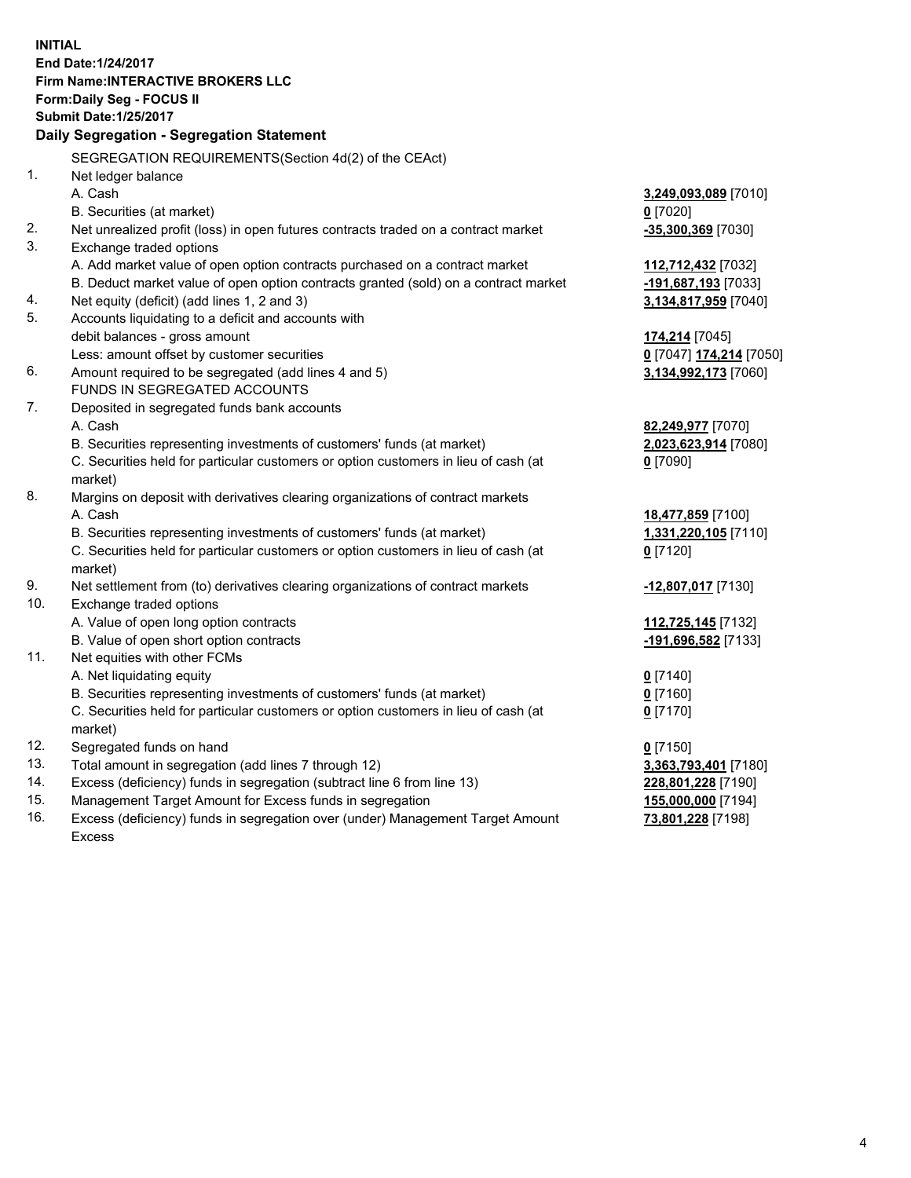**INITIAL**
**End Date:1/24/2017**
**Firm Name:INTERACTIVE BROKERS LLC**
**Form:Daily Seg - FOCUS II**
**Submit Date:1/25/2017**

### Daily Segregation - Segregation Statement

| | | |
|---|---|---|
| | SEGREGATION REQUIREMENTS(Section 4d(2) of the CEAct) | |
| 1. | Net ledger balance | |
| | A. Cash | **3,249,093,089** [7010] |
| | B. Securities (at market) | **0** [7020] |
| 2. | Net unrealized profit (loss) in open futures contracts traded on a contract market | **-35,300,369** [7030] |
| 3. | Exchange traded options | |
| | A. Add market value of open option contracts purchased on a contract market | **112,712,432** [7032] |
| | B. Deduct market value of open option contracts granted (sold) on a contract market | **-191,687,193** [7033] |
| 4. | Net equity (deficit) (add lines 1, 2 and 3) | **3,134,817,959** [7040] |
| 5. | Accounts liquidating to a deficit and accounts with debit balances - gross amount | **174,214** [7045] |
| | Less: amount offset by customer securities | **0** [7047] **174,214** [7050] |
| 6. | Amount required to be segregated (add lines 4 and 5) | **3,134,992,173** [7060] |
| | FUNDS IN SEGREGATED ACCOUNTS | |
| 7. | Deposited in segregated funds bank accounts | |
| | A. Cash | **82,249,977** [7070] |
| | B. Securities representing investments of customers' funds (at market) | **2,023,623,914** [7080] |
| | C. Securities held for particular customers or option customers in lieu of cash (at market) | **0** [7090] |
| 8. | Margins on deposit with derivatives clearing organizations of contract markets | |
| | A. Cash | **18,477,859** [7100] |
| | B. Securities representing investments of customers' funds (at market) | **1,331,220,105** [7110] |
| | C. Securities held for particular customers or option customers in lieu of cash (at market) | **0** [7120] |
| 9. | Net settlement from (to) derivatives clearing organizations of contract markets | **-12,807,017** [7130] |
| 10. | Exchange traded options | |
| | A. Value of open long option contracts | **112,725,145** [7132] |
| | B. Value of open short option contracts | **-191,696,582** [7133] |
| 11. | Net equities with other FCMs | |
| | A. Net liquidating equity | **0** [7140] |
| | B. Securities representing investments of customers' funds (at market) | **0** [7160] |
| | C. Securities held for particular customers or option customers in lieu of cash (at market) | **0** [7170] |
| 12. | Segregated funds on hand | **0** [7150] |
| 13. | Total amount in segregation (add lines 7 through 12) | **3,363,793,401** [7180] |
| 14. | Excess (deficiency) funds in segregation (subtract line 6 from line 13) | **228,801,228** [7190] |
| 15. | Management Target Amount for Excess funds in segregation | **155,000,000** [7194] |
| 16. | Excess (deficiency) funds in segregation over (under) Management Target Amount Excess | **73,801,228** [7198] |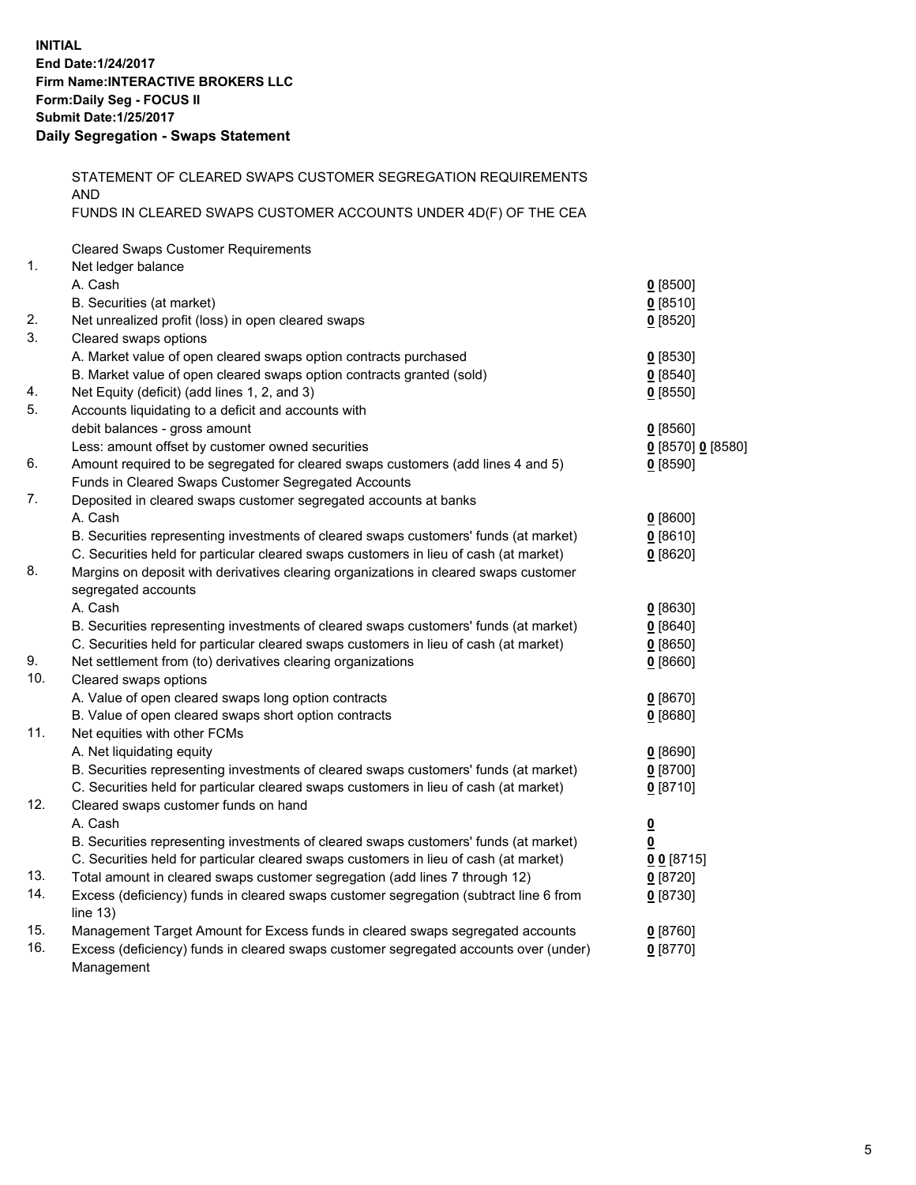**INITIAL**
**End Date:1/24/2017**
**Firm Name:INTERACTIVE BROKERS LLC**
**Form:Daily Seg - FOCUS II**
**Submit Date:1/25/2017**
**Daily Segregation - Swaps Statement**

STATEMENT OF CLEARED SWAPS CUSTOMER SEGREGATION REQUIREMENTS AND FUNDS IN CLEARED SWAPS CUSTOMER ACCOUNTS UNDER 4D(F) OF THE CEA

| | | |
|---|---|---|
| | Cleared Swaps Customer Requirements | |
| 1. | Net ledger balance | |
| | A. Cash | 0 [8500] |
| | B. Securities (at market) | 0 [8510] |
| 2. | Net unrealized profit (loss) in open cleared swaps | 0 [8520] |
| 3. | Cleared swaps options | |
| | A. Market value of open cleared swaps option contracts purchased | 0 [8530] |
| | B. Market value of open cleared swaps option contracts granted (sold) | 0 [8540] |
| 4. | Net Equity (deficit) (add lines 1, 2, and 3) | 0 [8550] |
| 5. | Accounts liquidating to a deficit and accounts with debit balances - gross amount | 0 [8560] |
| | Less: amount offset by customer owned securities | 0 [8570] 0 [8580] |
| 6. | Amount required to be segregated for cleared swaps customers (add lines 4 and 5) | 0 [8590] |
| | Funds in Cleared Swaps Customer Segregated Accounts | |
| 7. | Deposited in cleared swaps customer segregated accounts at banks | |
| | A. Cash | 0 [8600] |
| | B. Securities representing investments of cleared swaps customers' funds (at market) | 0 [8610] |
| | C. Securities held for particular cleared swaps customers in lieu of cash (at market) | 0 [8620] |
| 8. | Margins on deposit with derivatives clearing organizations in cleared swaps customer segregated accounts | |
| | A. Cash | 0 [8630] |
| | B. Securities representing investments of cleared swaps customers' funds (at market) | 0 [8640] |
| | C. Securities held for particular cleared swaps customers in lieu of cash (at market) | 0 [8650] |
| 9. | Net settlement from (to) derivatives clearing organizations | 0 [8660] |
| 10. | Cleared swaps options | |
| | A. Value of open cleared swaps long option contracts | 0 [8670] |
| | B. Value of open cleared swaps short option contracts | 0 [8680] |
| 11. | Net equities with other FCMs | |
| | A. Net liquidating equity | 0 [8690] |
| | B. Securities representing investments of cleared swaps customers' funds (at market) | 0 [8700] |
| | C. Securities held for particular cleared swaps customers in lieu of cash (at market) | 0 [8710] |
| 12. | Cleared swaps customer funds on hand | |
| | A. Cash | 0 |
| | B. Securities representing investments of cleared swaps customers' funds (at market) | 0 |
| | C. Securities held for particular cleared swaps customers in lieu of cash (at market) | 0 0 [8715] |
| 13. | Total amount in cleared swaps customer segregation (add lines 7 through 12) | 0 [8720] |
| 14. | Excess (deficiency) funds in cleared swaps customer segregation (subtract line 6 from line 13) | 0 [8730] |
| 15. | Management Target Amount for Excess funds in cleared swaps segregated accounts | 0 [8760] |
| 16. | Excess (deficiency) funds in cleared swaps customer segregated accounts over (under) Management | 0 [8770] |